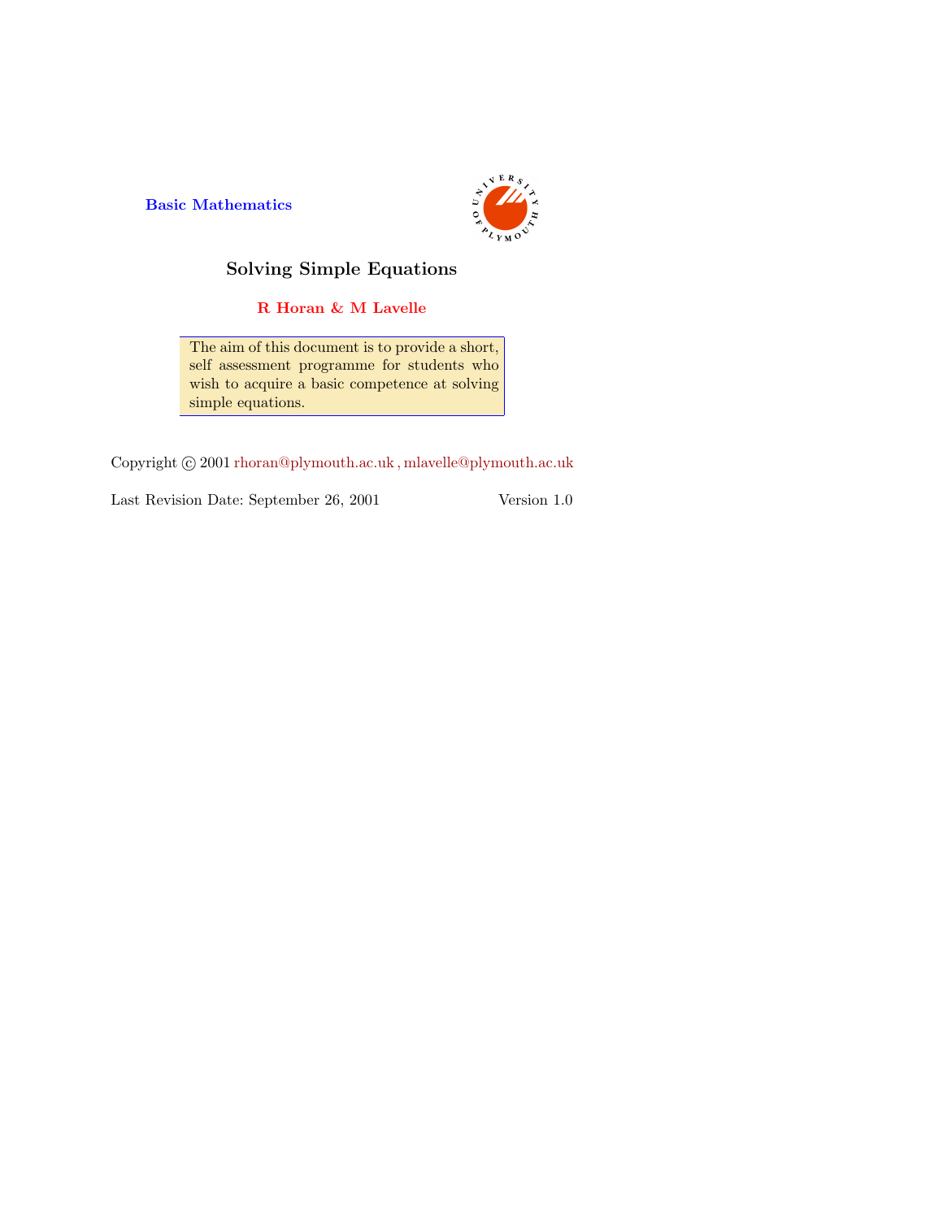**Basic Mathematics**

# Solving Simple Equations

**R Horan & M Lavelle**

The aim of this document is to provide a short, self assessment programme for students who wish to acquire a basic competence at solving simple equations.

Copyright © 2001 rhoran@plymouth.ac.uk , mlavelle@plymouth.ac.uk

Last Revision Date: September 26, 2001 Version 1.0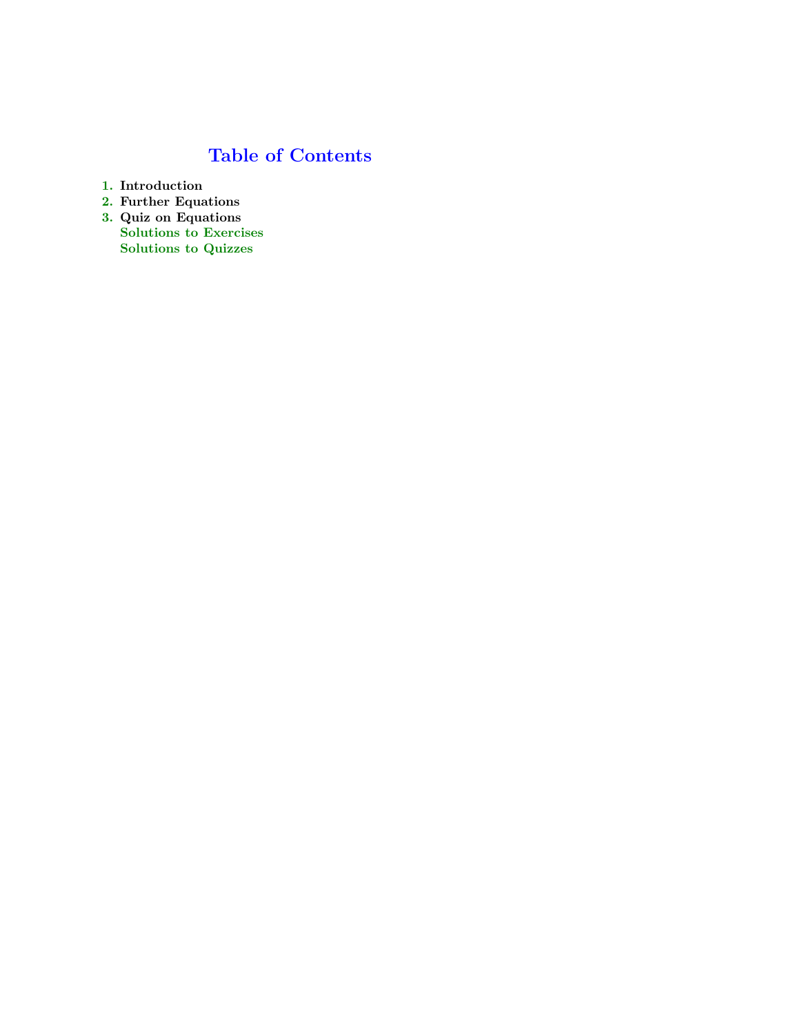# Table of Contents

1. Introduction
2. Further Equations
3. Quiz on Equations

   Solutions to Exercises

   Solutions to Quizzes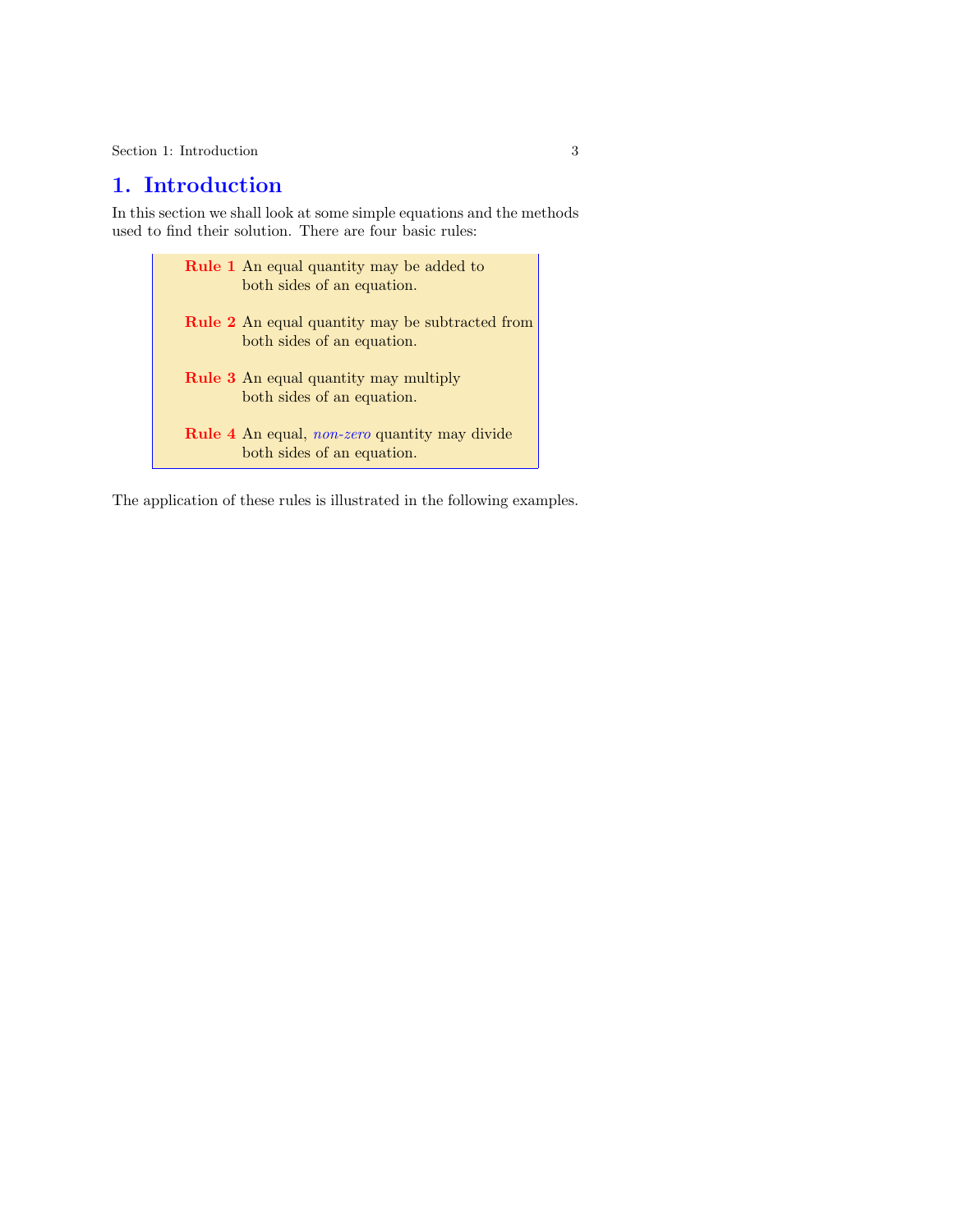# 1. Introduction

In this section we shall look at some simple equations and the methods used to find their solution. There are four basic rules:

> **Rule 1** An equal quantity may be added to both sides of an equation.
>
> **Rule 2** An equal quantity may be subtracted from both sides of an equation.
>
> **Rule 3** An equal quantity may multiply both sides of an equation.
>
> **Rule 4** An equal, *non-zero* quantity may divide both sides of an equation.

The application of these rules is illustrated in the following examples.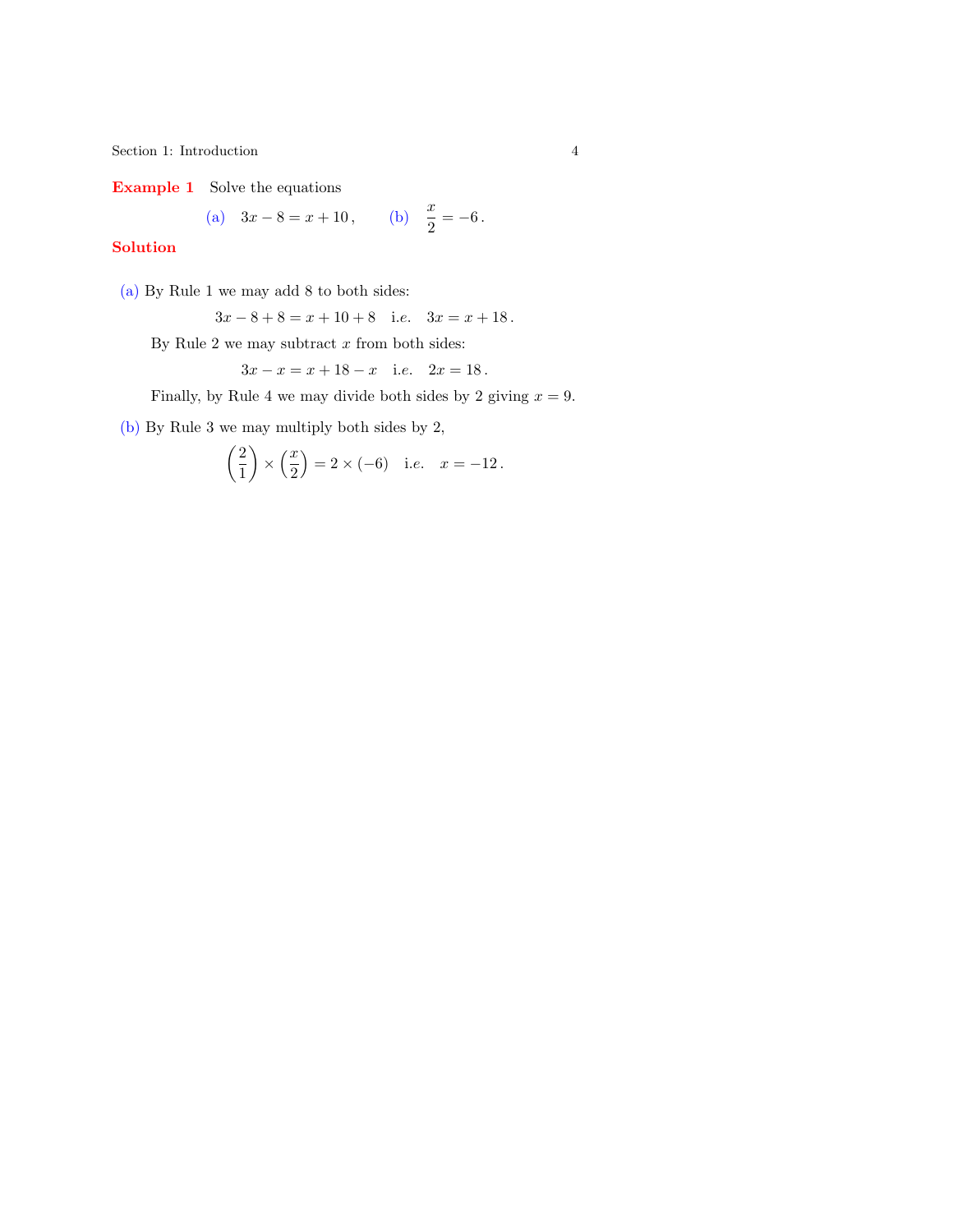**Example 1** Solve the equations

$$\text{(a)} \quad 3x - 8 = x + 10\,, \qquad \text{(b)} \quad \frac{x}{2} = -6\,.$$

**Solution**

(a) By Rule 1 we may add 8 to both sides:

$$3x - 8 + 8 = x + 10 + 8 \quad \text{i.e.} \quad 3x = x + 18\,.$$

By Rule 2 we may subtract $x$ from both sides:

$$3x - x = x + 18 - x \quad \text{i.e.} \quad 2x = 18\,.$$

Finally, by Rule 4 we may divide both sides by 2 giving $x = 9$.

(b) By Rule 3 we may multiply both sides by 2,

$$\left(\frac{2}{1}\right) \times \left(\frac{x}{2}\right) = 2 \times (-6) \quad \text{i.e.} \quad x = -12\,.$$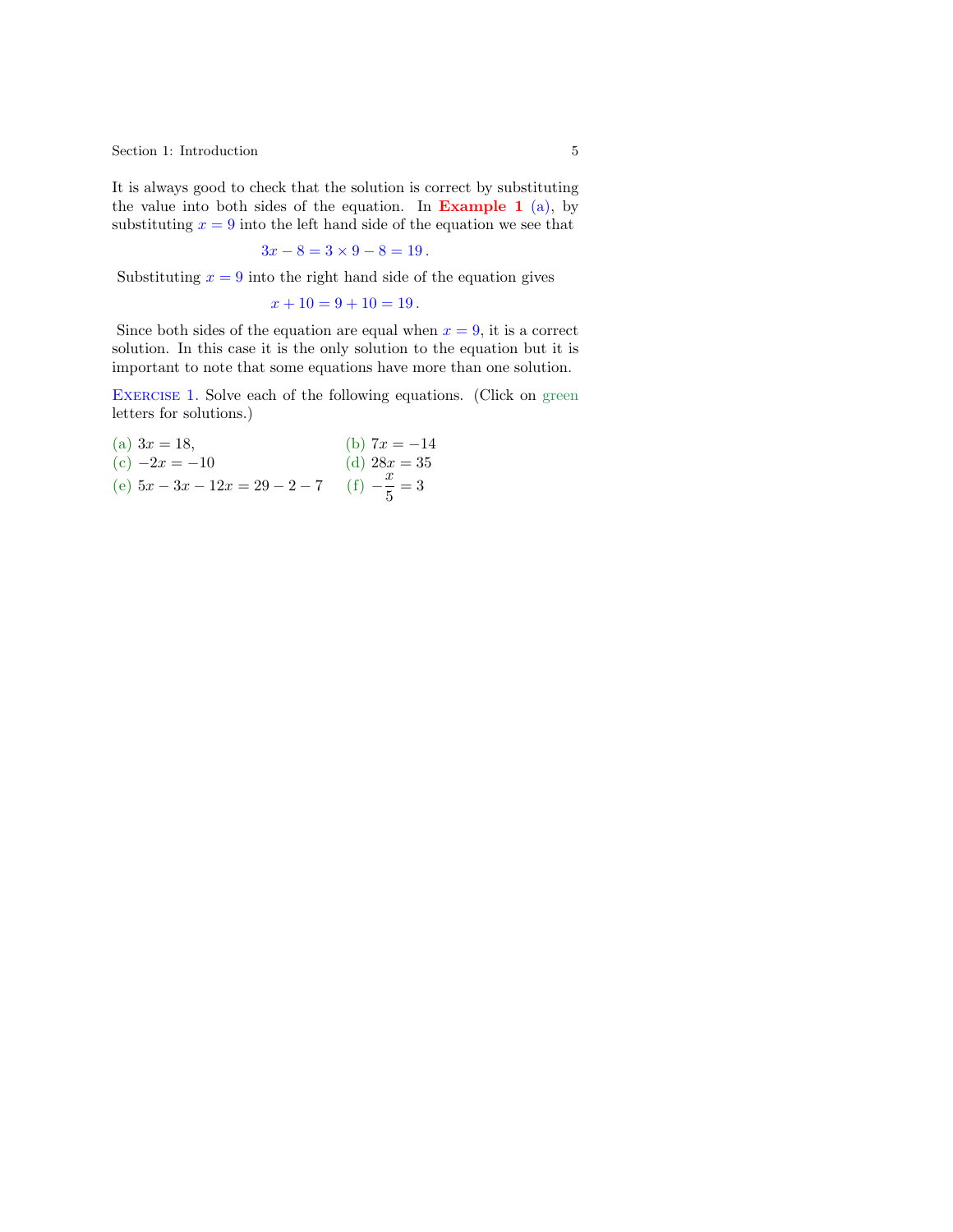It is always good to check that the solution is correct by substituting the value into both sides of the equation. In **Example 1** (a), by substituting $x = 9$ into the left hand side of the equation we see that

$$3x - 8 = 3 \times 9 - 8 = 19\,.$$

Substituting $x = 9$ into the right hand side of the equation gives

$$x + 10 = 9 + 10 = 19\,.$$

Since both sides of the equation are equal when $x = 9$, it is a correct solution. In this case it is the only solution to the equation but it is important to note that some equations have more than one solution.

Exercise 1. Solve each of the following equations. (Click on green letters for solutions.)

(a) $3x = 18$,

(b) $7x = -14$

(c) $-2x = -10$

(d) $28x = 35$

(e) $5x - 3x - 12x = 29 - 2 - 7$

(f) $-\dfrac{x}{5} = 3$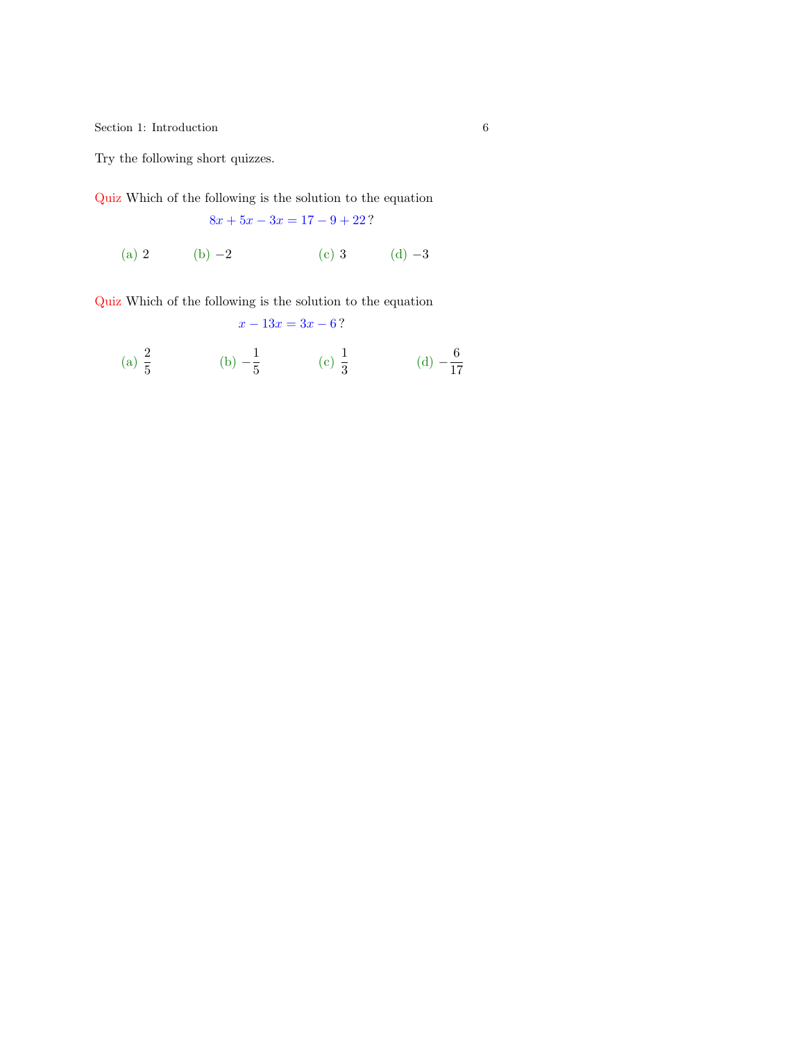Try the following short quizzes.

**Quiz** Which of the following is the solution to the equation

$$8x + 5x - 3x = 17 - 9 + 22\,?$$

(a) $2$ (b) $-2$ (c) $3$ (d) $-3$

**Quiz** Which of the following is the solution to the equation

$$x - 13x = 3x - 6\,?$$

(a) $\frac{2}{5}$ (b) $-\frac{1}{5}$ (c) $\frac{1}{3}$ (d) $-\frac{6}{17}$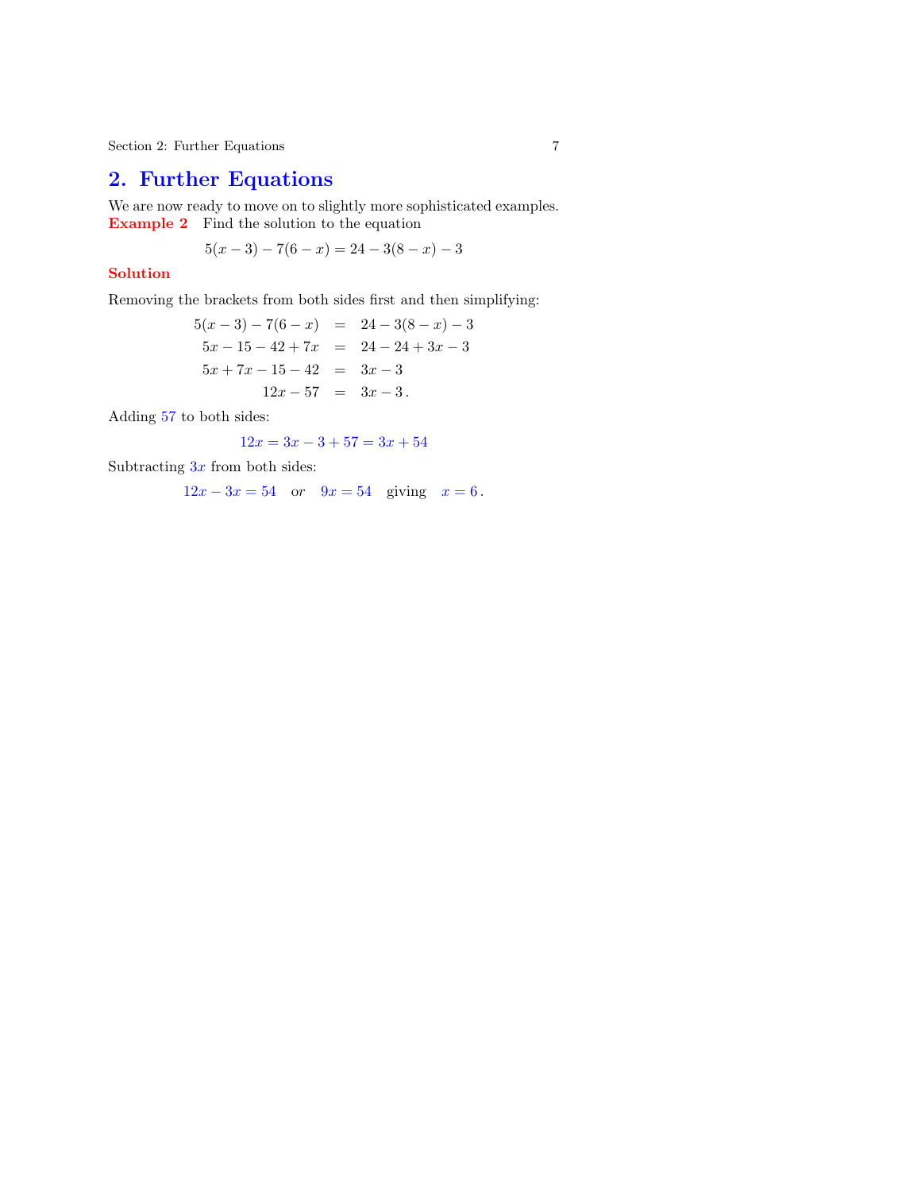## 2. Further Equations

We are now ready to move on to slightly more sophisticated examples.

**Example 2** Find the solution to the equation

$$5(x-3) - 7(6-x) = 24 - 3(8-x) - 3$$

**Solution**

Removing the brackets from both sides first and then simplifying:

$$\begin{aligned}
5(x-3) - 7(6-x) &= 24 - 3(8-x) - 3 \\
5x - 15 - 42 + 7x &= 24 - 24 + 3x - 3 \\
5x + 7x - 15 - 42 &= 3x - 3 \\
12x - 57 &= 3x - 3\,.
\end{aligned}$$

Adding $57$ to both sides:

$$12x = 3x - 3 + 57 = 3x + 54$$

Subtracting $3x$ from both sides:

$$12x - 3x = 54 \quad \textit{or} \quad 9x = 54 \quad \text{giving} \quad x = 6\,.$$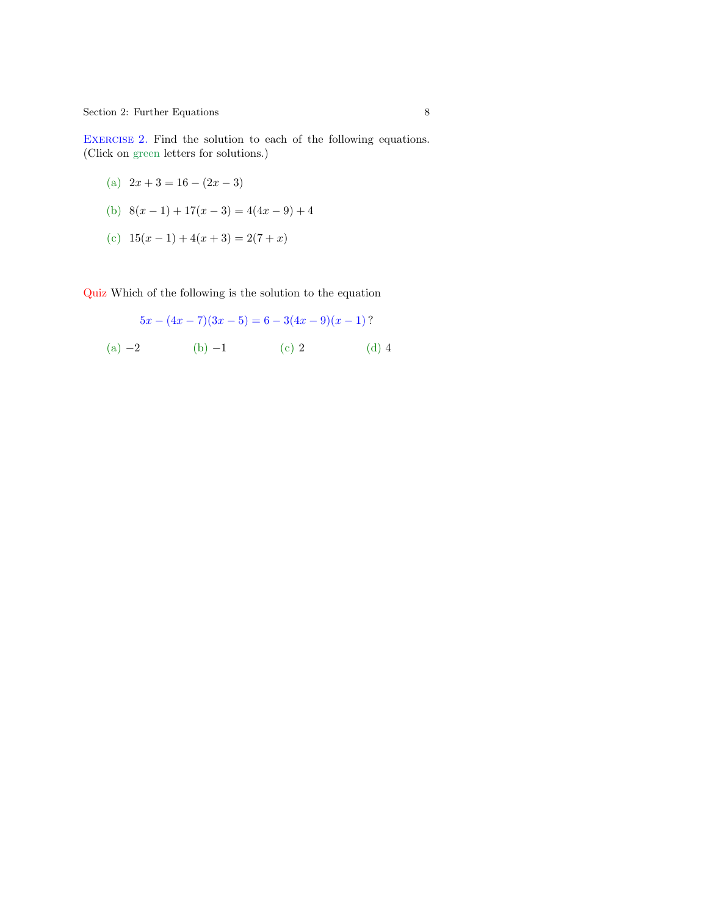**Exercise 2.** Find the solution to each of the following equations. (Click on green letters for solutions.)

(a) $2x + 3 = 16 - (2x - 3)$

(b) $8(x - 1) + 17(x - 3) = 4(4x - 9) + 4$

(c) $15(x - 1) + 4(x + 3) = 2(7 + x)$

**Quiz** Which of the following is the solution to the equation

$$5x - (4x - 7)(3x - 5) = 6 - 3(4x - 9)(x - 1)\,?$$

(a) $-2$ (b) $-1$ (c) $2$ (d) $4$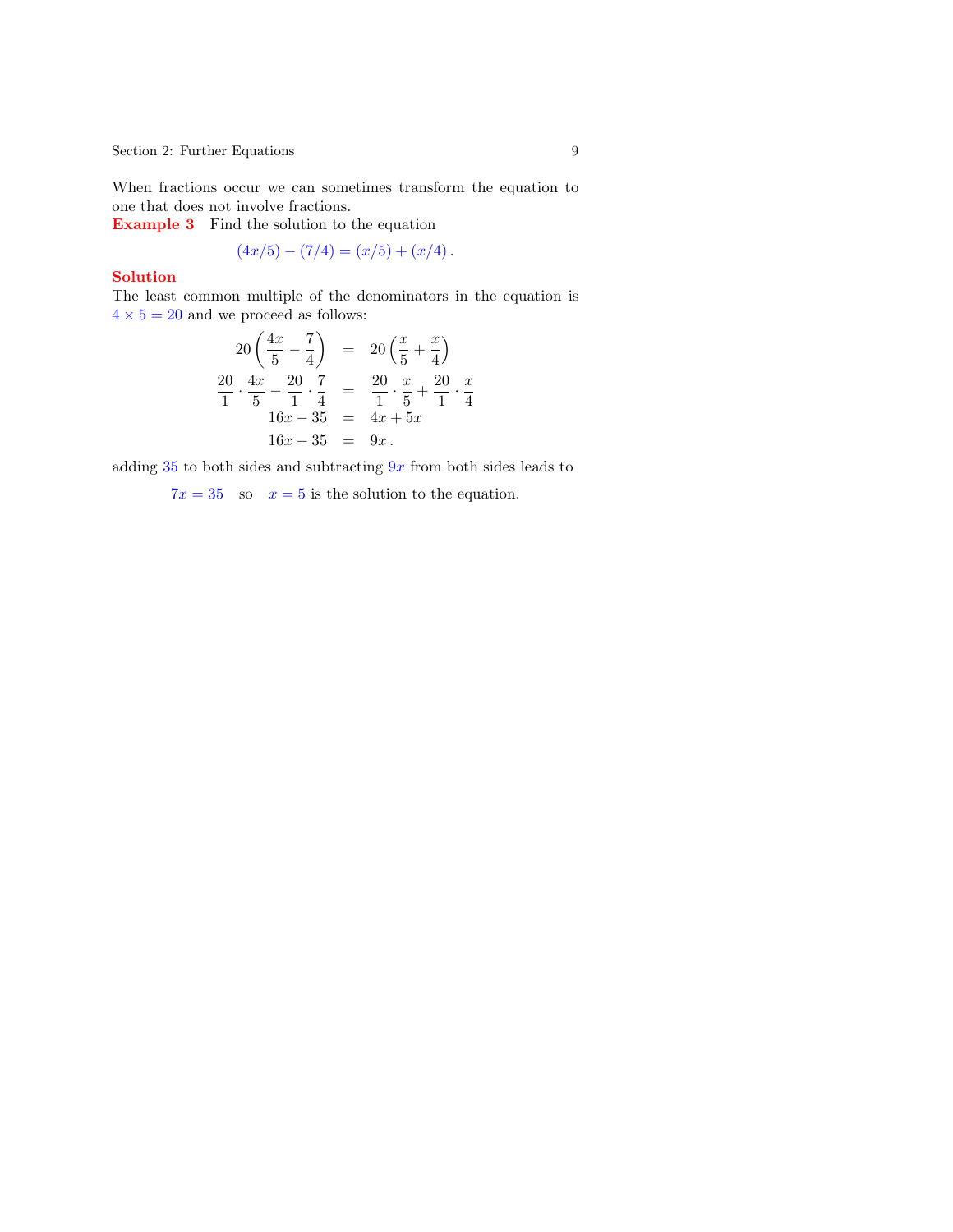When fractions occur we can sometimes transform the equation to one that does not involve fractions.

**Example 3** Find the solution to the equation

$$(4x/5) - (7/4) = (x/5) + (x/4)\,.$$

**Solution**

The least common multiple of the denominators in the equation is $4 \times 5 = 20$ and we proceed as follows:

$$
\begin{aligned}
20\left(\frac{4x}{5} - \frac{7}{4}\right) &= 20\left(\frac{x}{5} + \frac{x}{4}\right) \\
\frac{20}{1}\cdot\frac{4x}{5} - \frac{20}{1}\cdot\frac{7}{4} &= \frac{20}{1}\cdot\frac{x}{5} + \frac{20}{1}\cdot\frac{x}{4} \\
16x - 35 &= 4x + 5x \\
16x - 35 &= 9x\,.
\end{aligned}
$$

adding $35$ to both sides and subtracting $9x$ from both sides leads to

$7x = 35$ so $x = 5$ is the solution to the equation.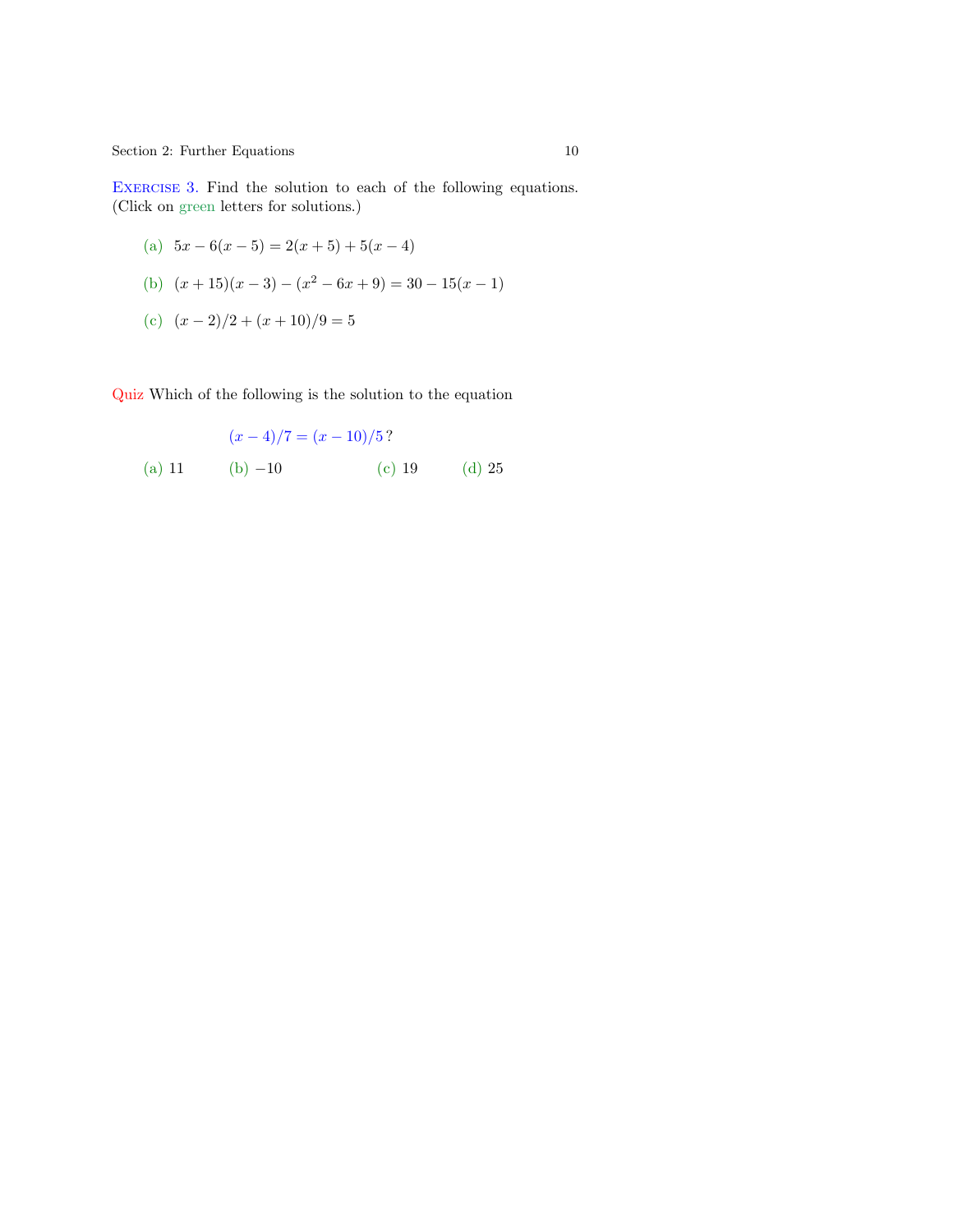**Exercise 3.** Find the solution to each of the following equations. (Click on green letters for solutions.)

(a) $5x - 6(x - 5) = 2(x + 5) + 5(x - 4)$

(b) $(x + 15)(x - 3) - (x^2 - 6x + 9) = 30 - 15(x - 1)$

(c) $(x - 2)/2 + (x + 10)/9 = 5$

**Quiz** Which of the following is the solution to the equation

$$(x - 4)/7 = (x - 10)/5\,?$$

(a) 11 (b) $-10$ (c) 19 (d) 25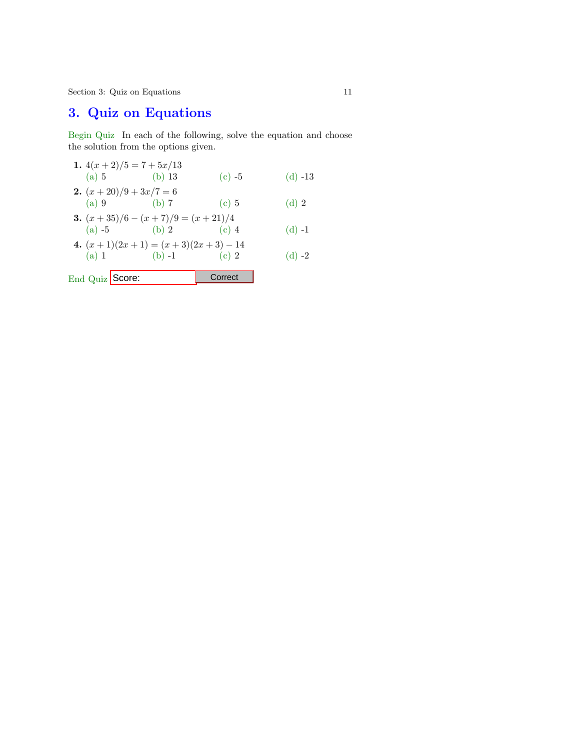# 3. Quiz on Equations

Begin Quiz In each of the following, solve the equation and choose the solution from the options given.

**1.** $4(x + 2)/5 = 7 + 5x/13$

(a) 5 (b) 13 (c) -5 (d) -13

**2.** $(x + 20)/9 + 3x/7 = 6$

(a) 9 (b) 7 (c) 5 (d) 2

**3.** $(x + 35)/6 - (x + 7)/9 = (x + 21)/4$

(a) -5 (b) 2 (c) 4 (d) -1

**4.** $(x + 1)(2x + 1) = (x + 3)(2x + 3) - 14$

(a) 1 (b) -1 (c) 2 (d) -2

End Quiz Score: Correct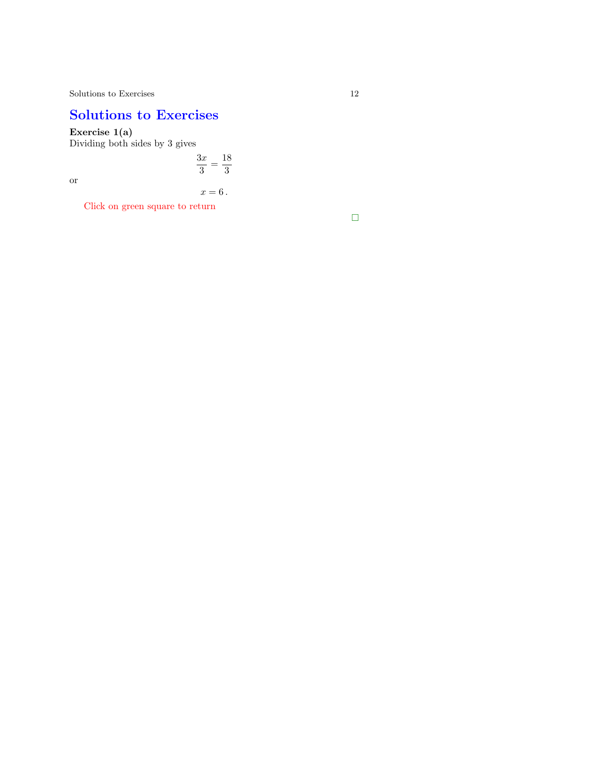# Solutions to Exercises

**Exercise 1(a)**
Dividing both sides by 3 gives

$$\frac{3x}{3} = \frac{18}{3}$$

or

$$x = 6\,.$$

Click on green square to return

□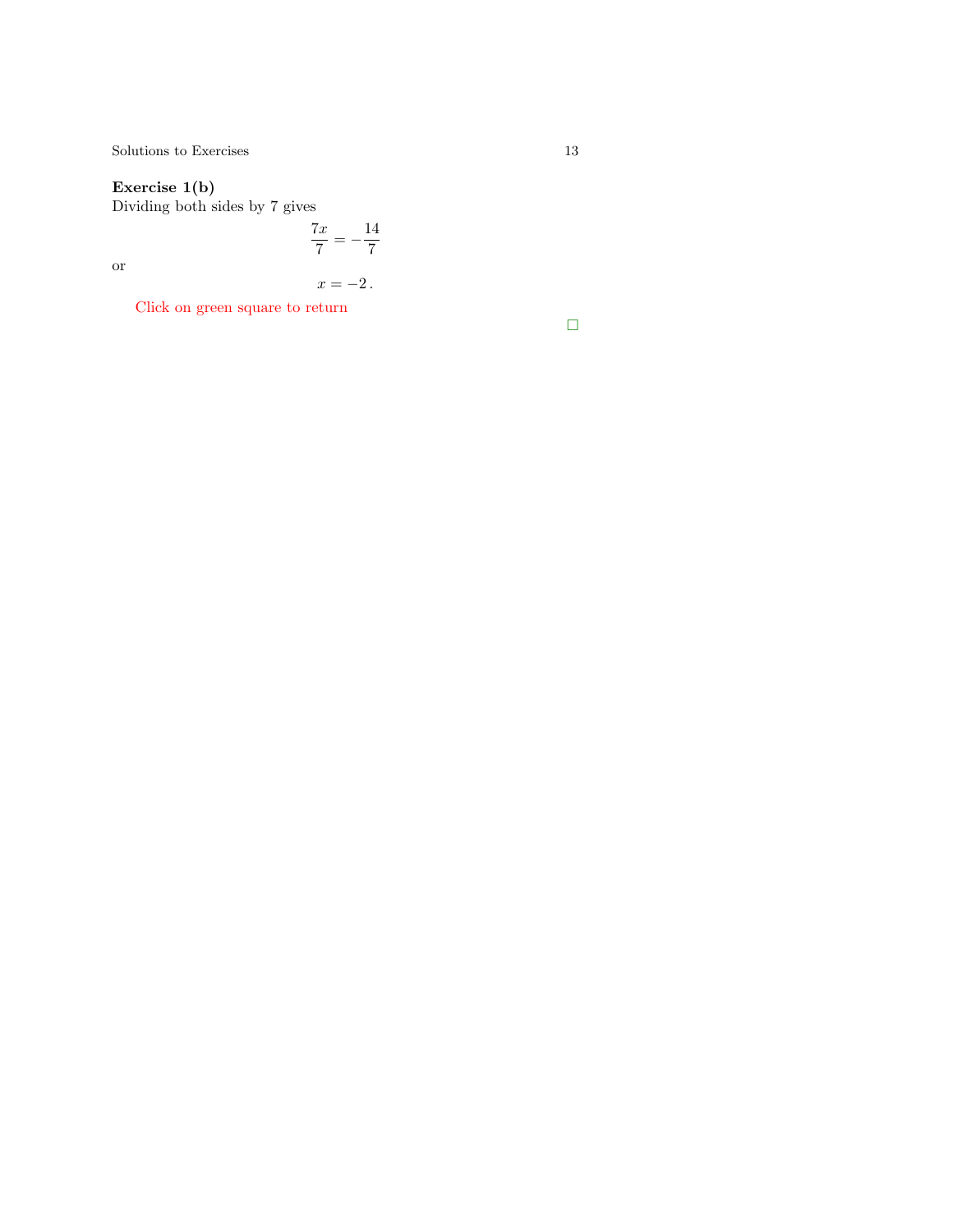**Exercise 1(b)**
Dividing both sides by 7 gives

$$\frac{7x}{7} = -\frac{14}{7}$$

or

$$x = -2\,.$$

Click on green square to return

□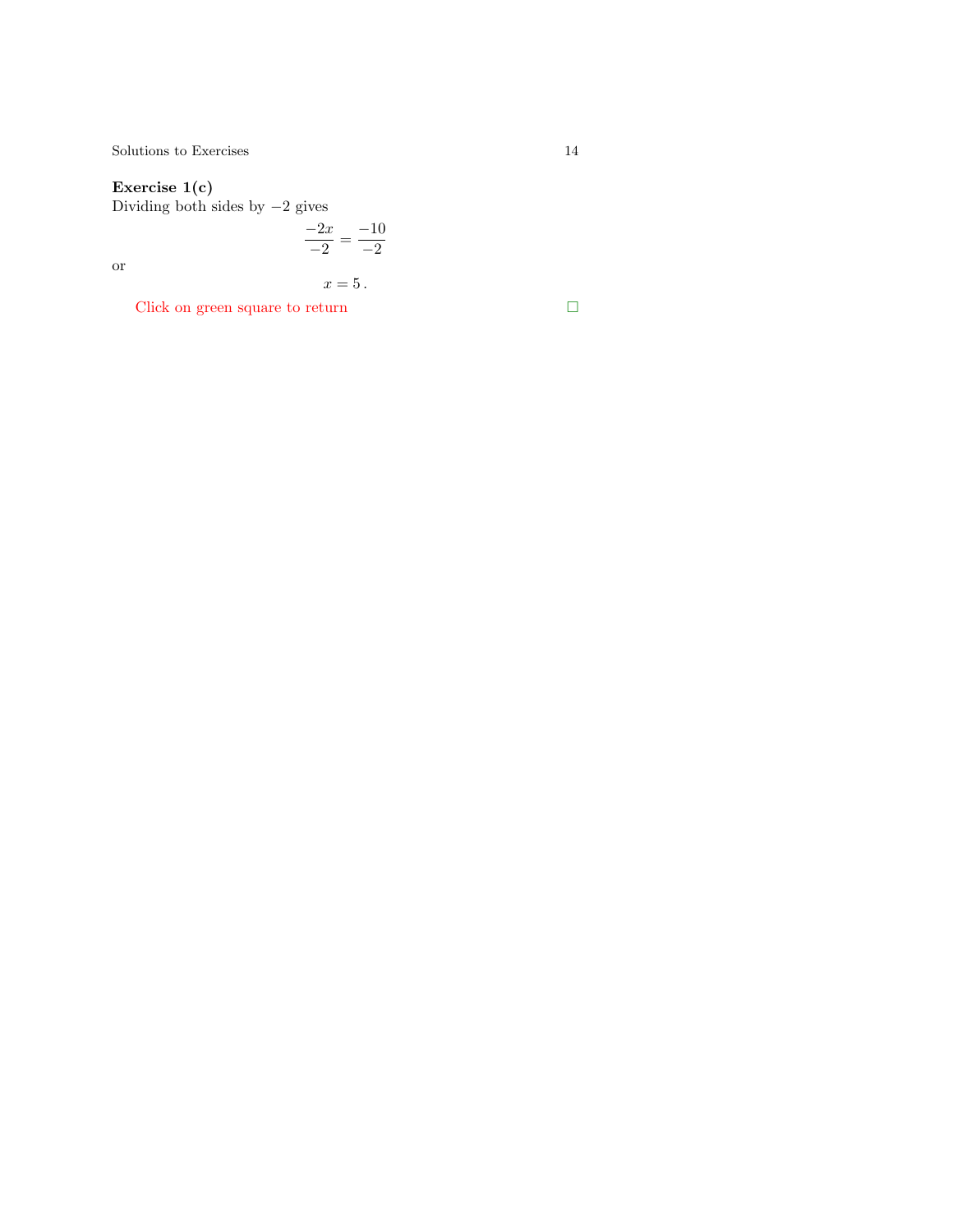**Exercise 1(c)**
Dividing both sides by $-2$ gives

$$\frac{-2x}{-2} = \frac{-10}{-2}$$

or

$$x = 5\,.$$

Click on green square to return $\square$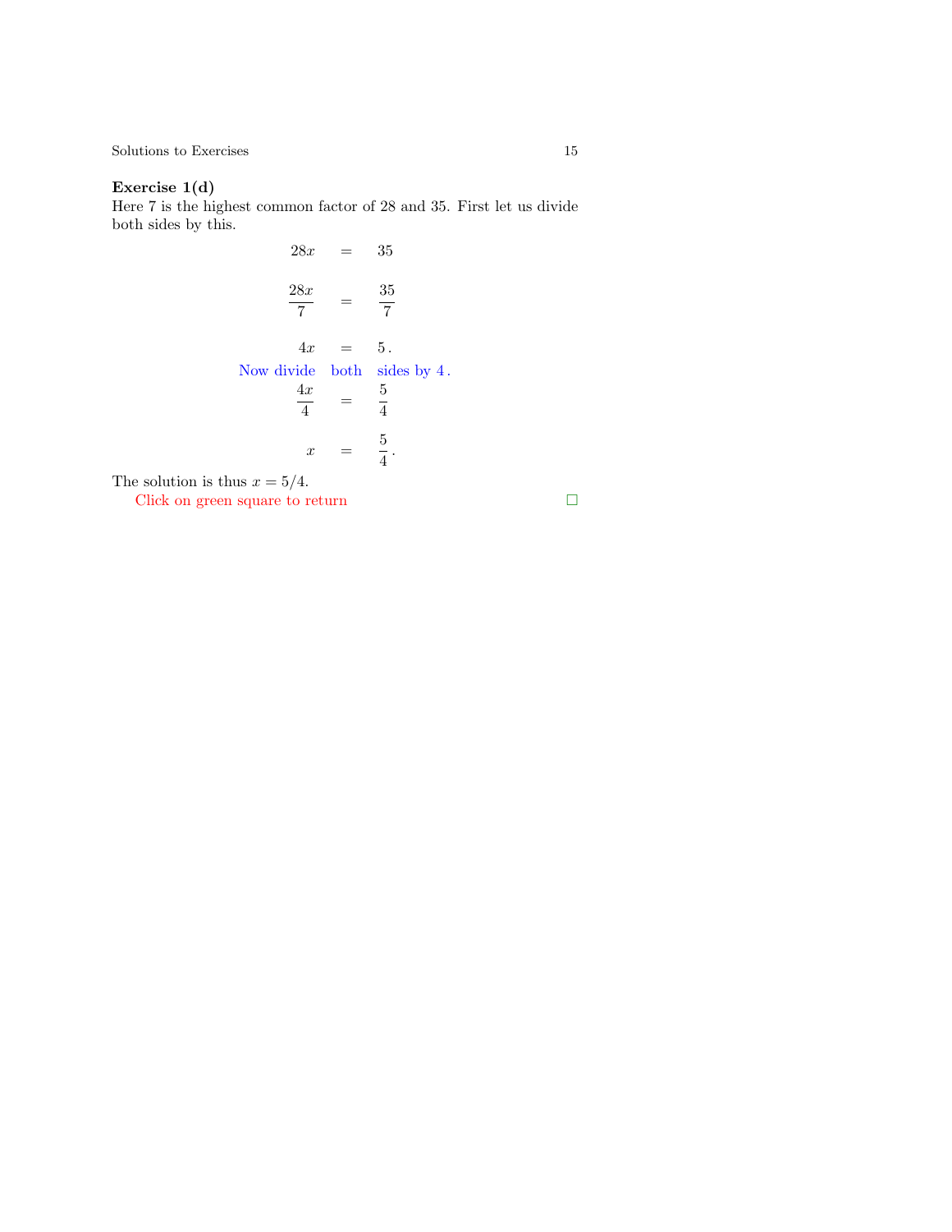**Exercise 1(d)**
Here 7 is the highest common factor of 28 and 35. First let us divide both sides by this.

$$
\begin{aligned}
28x &= 35 \\
\frac{28x}{7} &= \frac{35}{7} \\
4x &= 5\,.
\end{aligned}
$$

Now divide both sides by 4.

$$
\begin{aligned}
\frac{4x}{4} &= \frac{5}{4} \\
x &= \frac{5}{4}\,.
\end{aligned}
$$

The solution is thus $x = 5/4$.

Click on green square to return □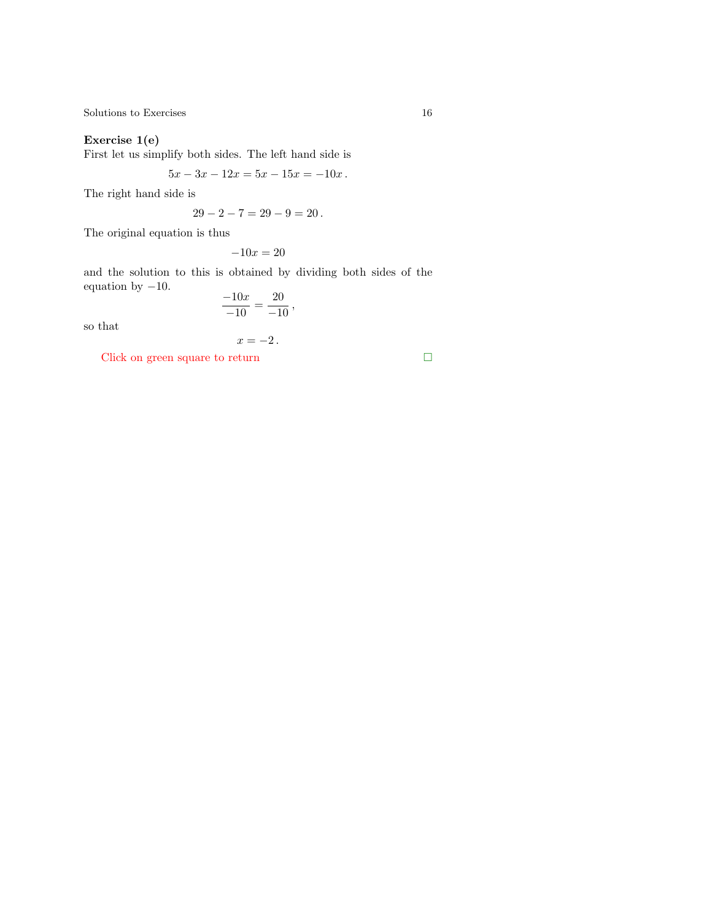**Exercise 1(e)**
First let us simplify both sides. The left hand side is

$$5x - 3x - 12x = 5x - 15x = -10x\,.$$

The right hand side is

$$29 - 2 - 7 = 29 - 9 = 20\,.$$

The original equation is thus

$$-10x = 20$$

and the solution to this is obtained by dividing both sides of the equation by $-10$.

$$\frac{-10x}{-10} = \frac{20}{-10}\,,$$

so that

$$x = -2\,.$$

Click on green square to return $\square$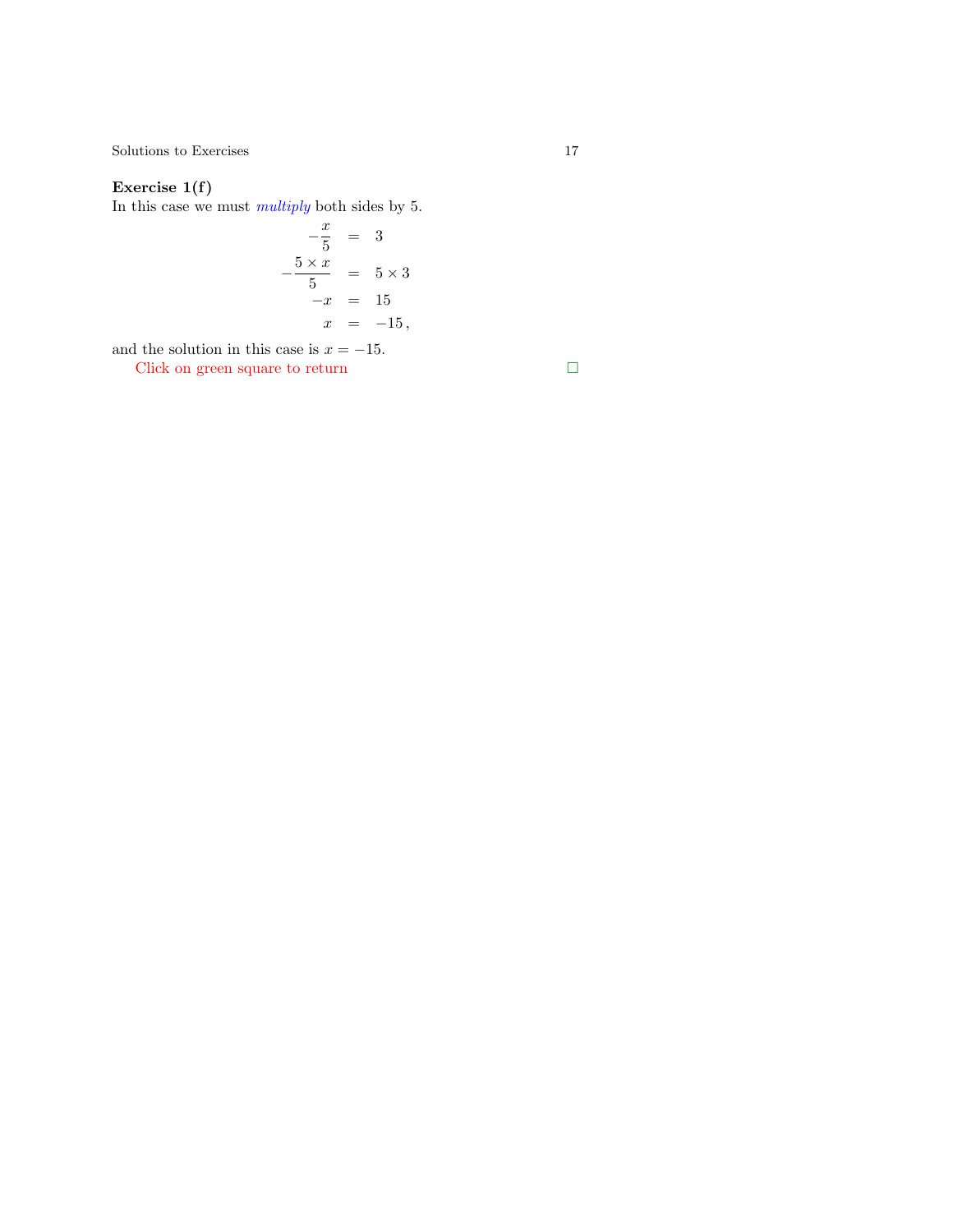**Exercise 1(f)**
In this case we must *multiply* both sides by 5.

$$
\begin{aligned}
-\frac{x}{5} &= 3 \\
-\frac{5 \times x}{5} &= 5 \times 3 \\
-x &= 15 \\
x &= -15\,,
\end{aligned}
$$

and the solution in this case is $x = -15$.

Click on green square to return □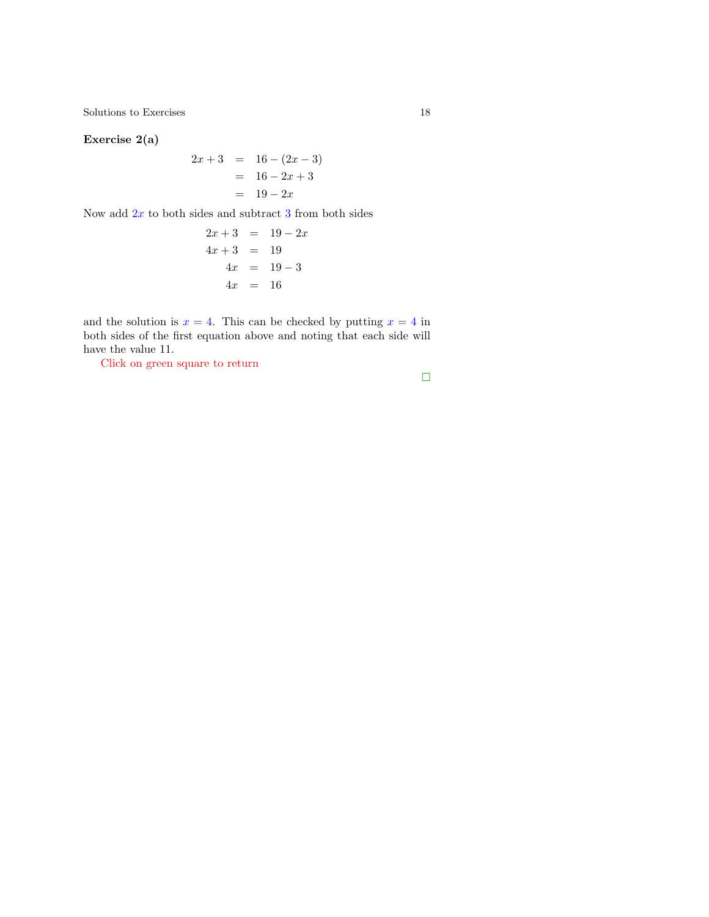**Exercise 2(a)**

$$
\begin{aligned}
2x + 3 &= 16 - (2x - 3) \\
&= 16 - 2x + 3 \\
&= 19 - 2x
\end{aligned}
$$

Now add $2x$ to both sides and subtract $3$ from both sides

$$
\begin{aligned}
2x + 3 &= 19 - 2x \\
4x + 3 &= 19 \\
4x &= 19 - 3 \\
4x &= 16
\end{aligned}
$$

and the solution is $x = 4$. This can be checked by putting $x = 4$ in both sides of the first equation above and noting that each side will have the value 11.

Click on green square to return

□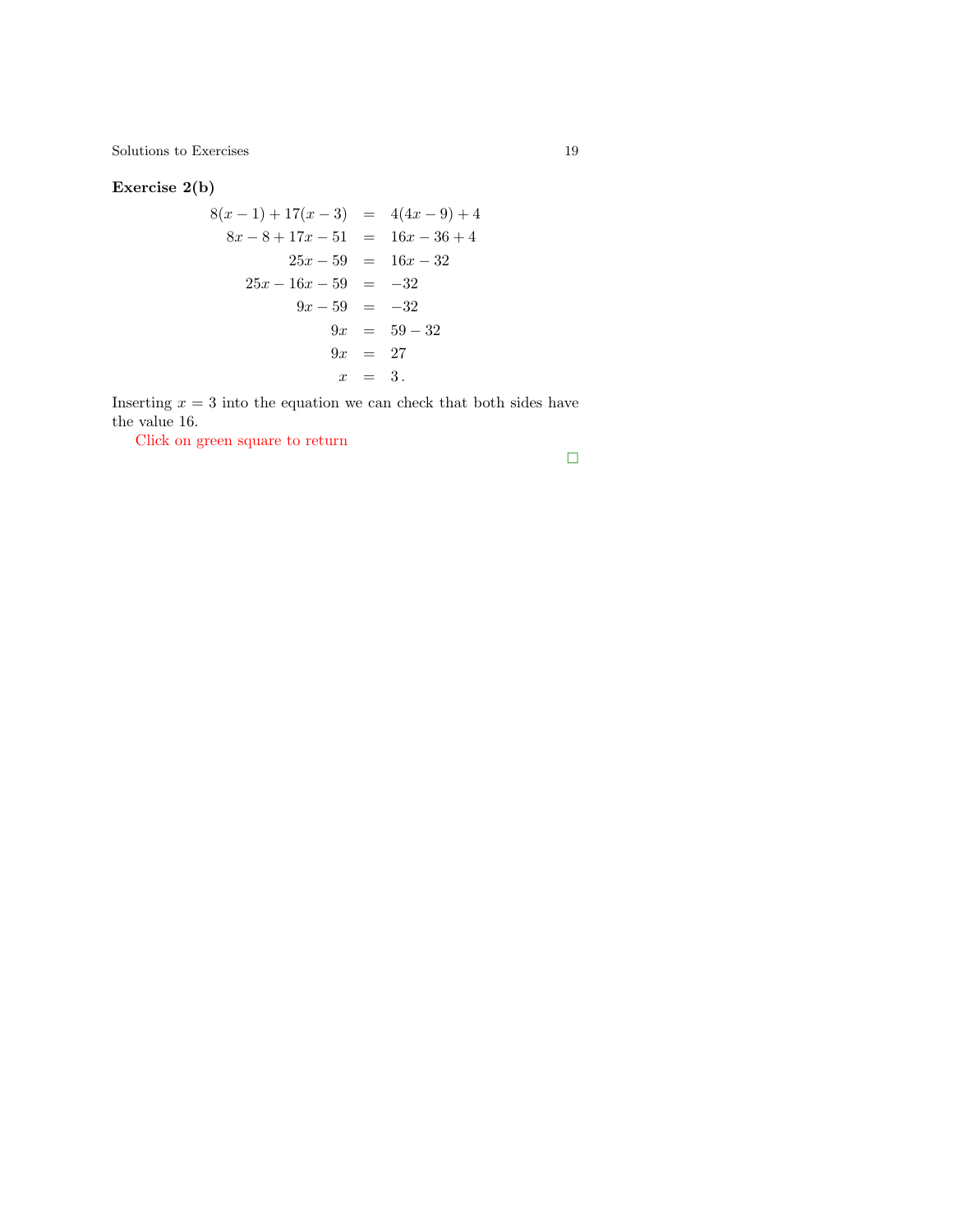**Exercise 2(b)**

$$
\begin{aligned}
8(x-1)+17(x-3) &= 4(4x-9)+4 \\
8x-8+17x-51 &= 16x-36+4 \\
25x-59 &= 16x-32 \\
25x-16x-59 &= -32 \\
9x-59 &= -32 \\
9x &= 59-32 \\
9x &= 27 \\
x &= 3\,.
\end{aligned}
$$

Inserting $x = 3$ into the equation we can check that both sides have the value 16.

Click on green square to return

□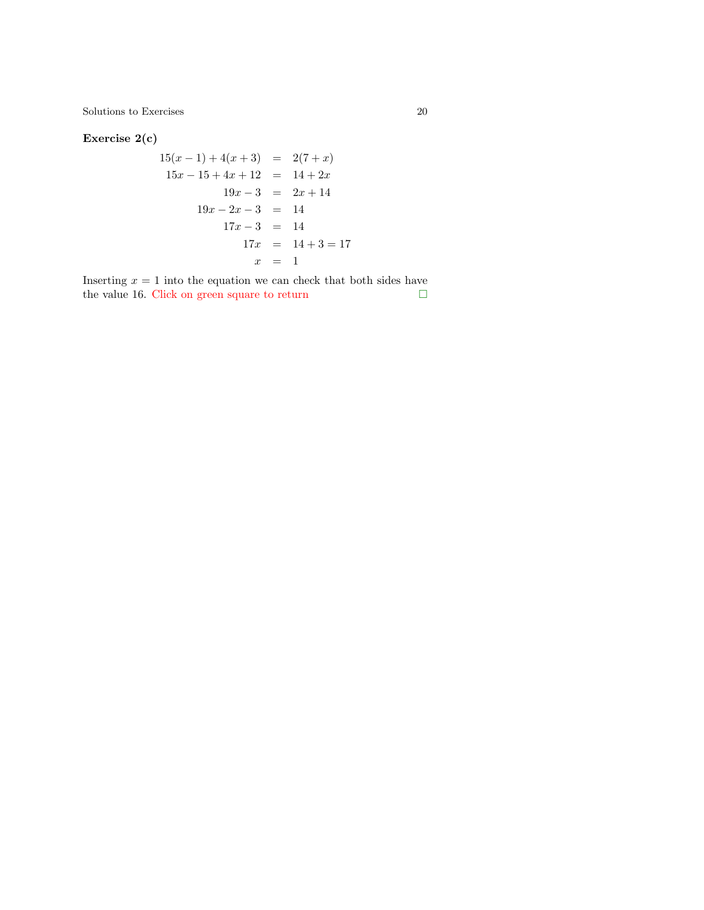**Exercise 2(c)**

$$
\begin{aligned}
15(x-1)+4(x+3) &= 2(7+x) \\
15x-15+4x+12 &= 14+2x \\
19x-3 &= 2x+14 \\
19x-2x-3 &= 14 \\
17x-3 &= 14 \\
17x &= 14+3=17 \\
x &= 1
\end{aligned}
$$

Inserting $x = 1$ into the equation we can check that both sides have the value 16. Click on green square to return □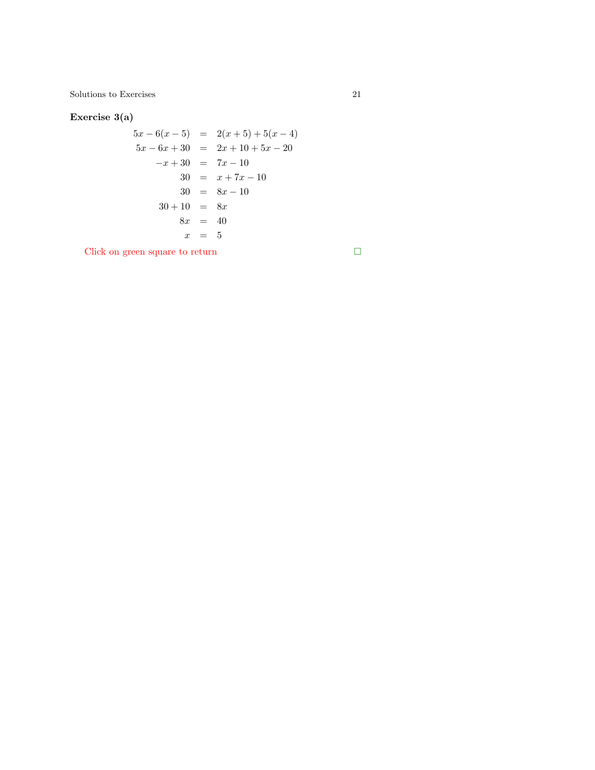**Exercise 3(a)**

$$
\begin{aligned}
5x - 6(x-5) &= 2(x+5) + 5(x-4) \\
5x - 6x + 30 &= 2x + 10 + 5x - 20 \\
-x + 30 &= 7x - 10 \\
30 &= x + 7x - 10 \\
30 &= 8x - 10 \\
30 + 10 &= 8x \\
8x &= 40 \\
x &= 5
\end{aligned}
$$

Click on green square to return □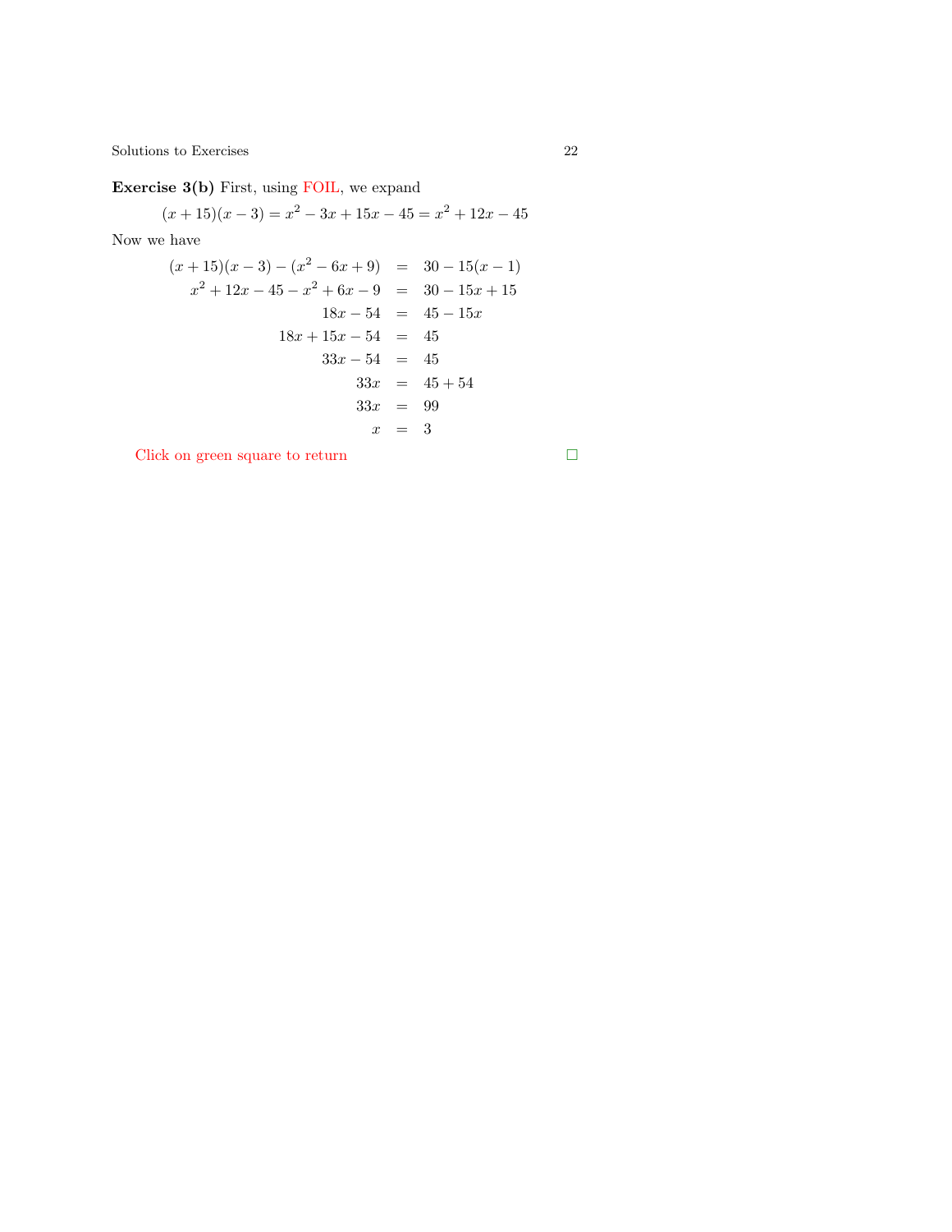**Exercise 3(b)** First, using FOIL, we expand

$$(x + 15)(x - 3) = x^2 - 3x + 15x - 45 = x^2 + 12x - 45$$

Now we have

$$\begin{aligned}
(x + 15)(x - 3) - (x^2 - 6x + 9) &= 30 - 15(x - 1) \\
x^2 + 12x - 45 - x^2 + 6x - 9 &= 30 - 15x + 15 \\
18x - 54 &= 45 - 15x \\
18x + 15x - 54 &= 45 \\
33x - 54 &= 45 \\
33x &= 45 + 54 \\
33x &= 99 \\
x &= 3
\end{aligned}$$

Click on green square to return □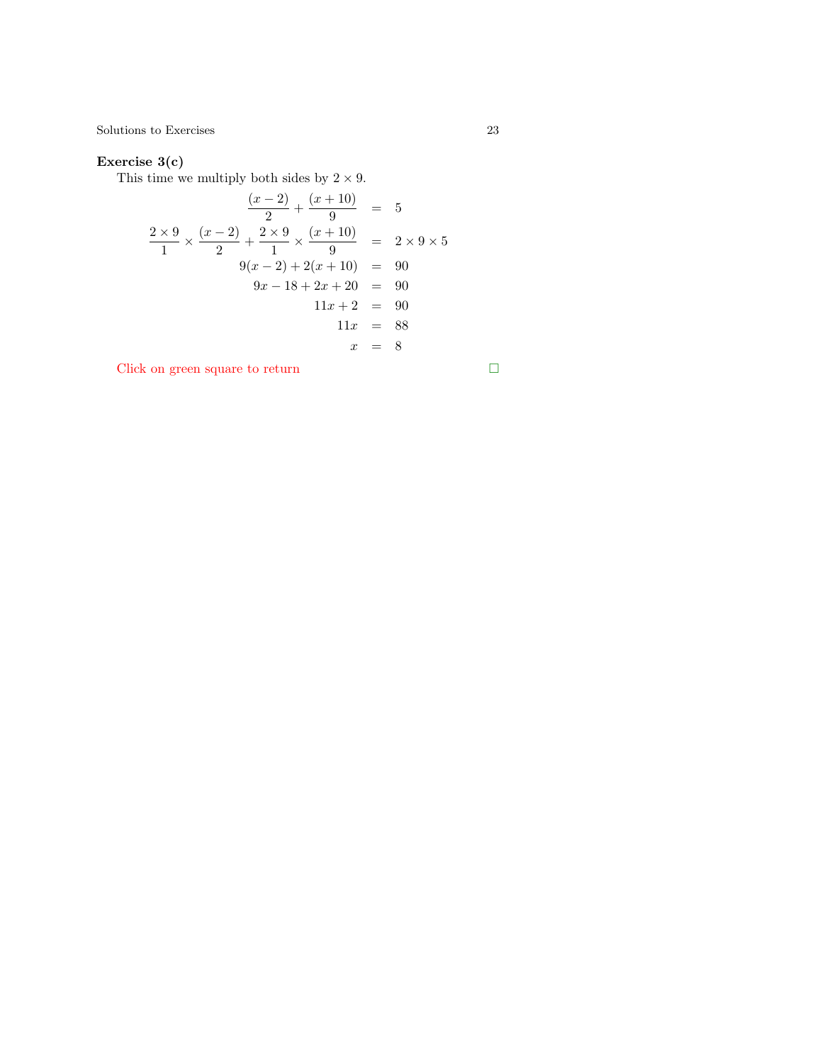**Exercise 3(c)**

This time we multiply both sides by $2 \times 9$.

$$
\begin{aligned}
\frac{(x-2)}{2} + \frac{(x+10)}{9} &= 5 \\
\frac{2 \times 9}{1} \times \frac{(x-2)}{2} + \frac{2 \times 9}{1} \times \frac{(x+10)}{9} &= 2 \times 9 \times 5 \\
9(x-2) + 2(x+10) &= 90 \\
9x - 18 + 2x + 20 &= 90 \\
11x + 2 &= 90 \\
11x &= 88 \\
x &= 8
\end{aligned}
$$

Click on green square to return □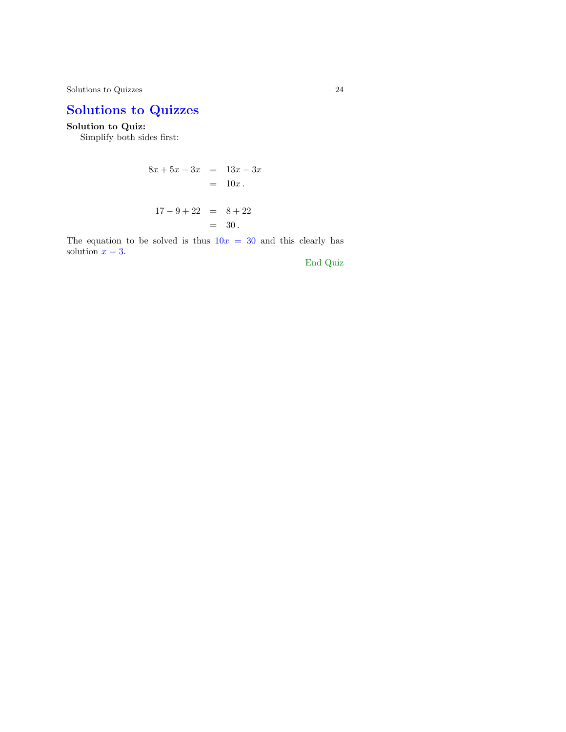# Solutions to Quizzes

**Solution to Quiz:**
Simplify both sides first:

$$\begin{aligned} 8x + 5x - 3x &= 13x - 3x \\ &= 10x\,. \end{aligned}$$

$$\begin{aligned} 17 - 9 + 22 &= 8 + 22 \\ &= 30\,. \end{aligned}$$

The equation to be solved is thus $10x = 30$ and this clearly has solution $x = 3$.

End Quiz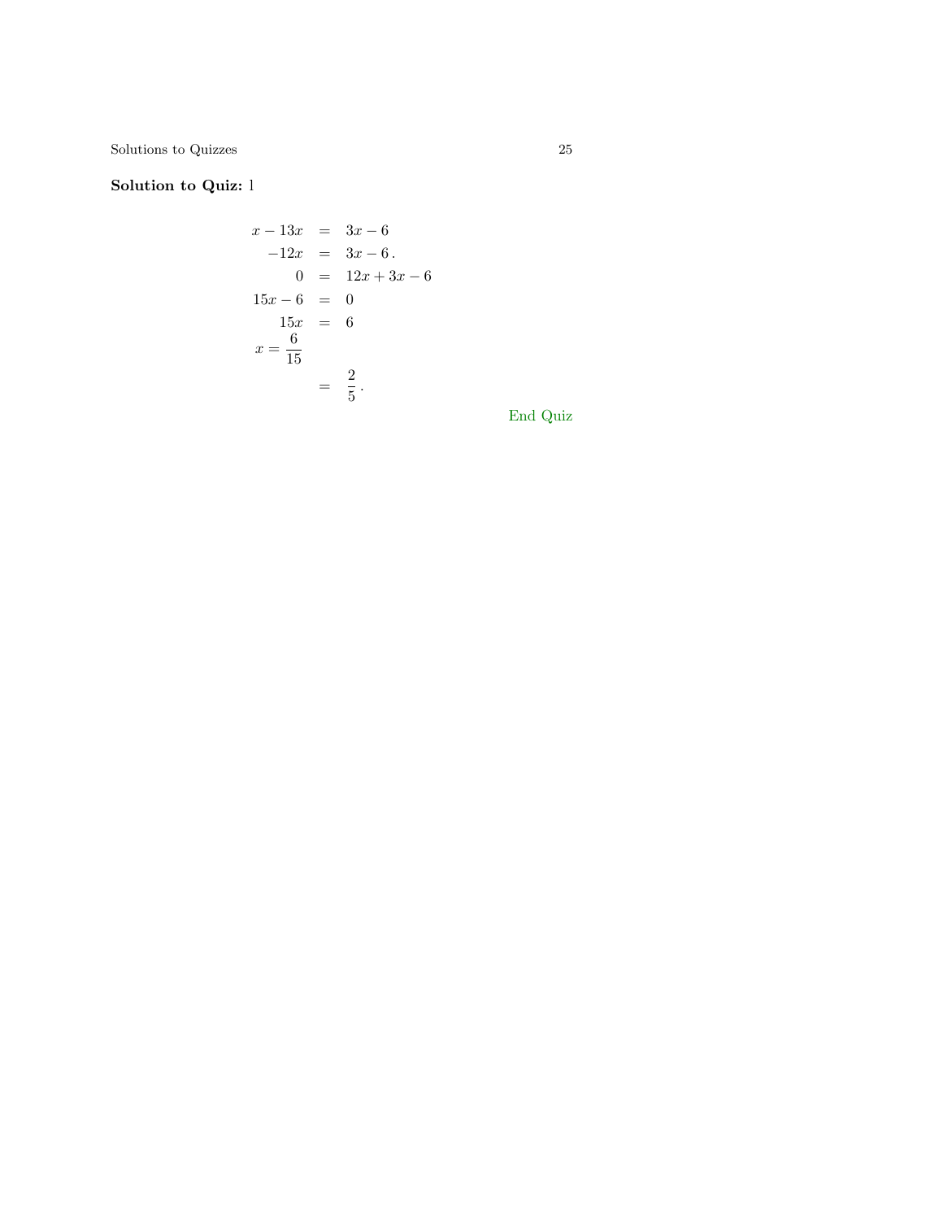**Solution to Quiz:** 1

$$
\begin{aligned}
x - 13x &= 3x - 6 \\
-12x &= 3x - 6\,. \\
0 &= 12x + 3x - 6 \\
15x - 6 &= 0 \\
15x &= 6 \\
x = \frac{6}{15} & \\
&= \frac{2}{5}\,.
\end{aligned}
$$

End Quiz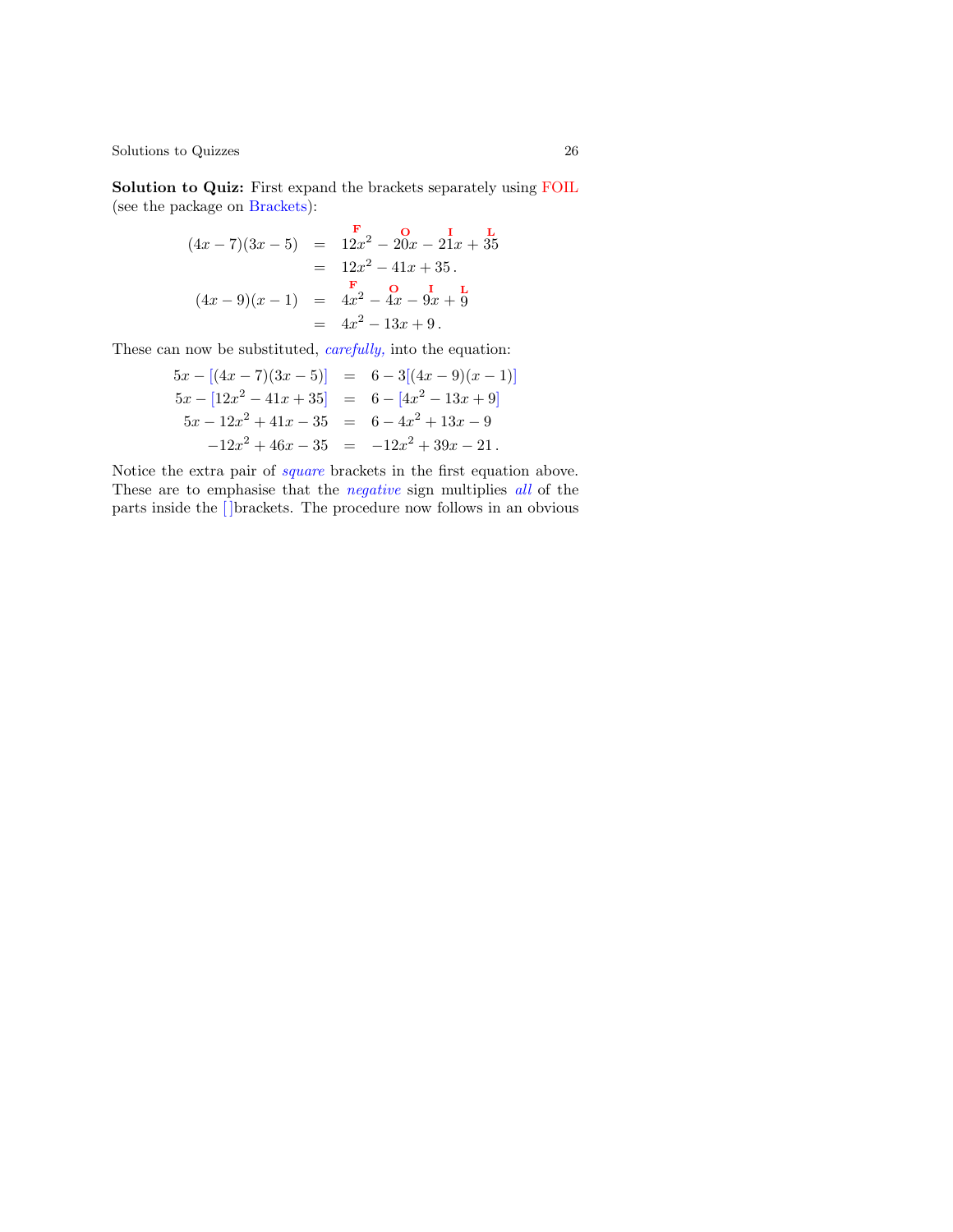**Solution to Quiz:** First expand the brackets separately using FOIL (see the package on Brackets):

$$
\begin{aligned}
(4x-7)(3x-5) &= \overset{\mathbf{F}}{12x^2} - \overset{\mathbf{O}}{20x} - \overset{\mathbf{I}}{21x} + \overset{\mathbf{L}}{35} \\
&= 12x^2 - 41x + 35\,. \\
(4x-9)(x-1) &= \overset{\mathbf{F}}{4x^2} - \overset{\mathbf{O}}{4x} - \overset{\mathbf{I}}{9x} + \overset{\mathbf{L}}{9} \\
&= 4x^2 - 13x + 9\,.
\end{aligned}
$$

These can now be substituted, *carefully,* into the equation:

$$
\begin{aligned}
5x - [(4x-7)(3x-5)] &= 6 - 3[(4x-9)(x-1)] \\
5x - [12x^2 - 41x + 35] &= 6 - [4x^2 - 13x + 9] \\
5x - 12x^2 + 41x - 35 &= 6 - 4x^2 + 13x - 9 \\
-12x^2 + 46x - 35 &= -12x^2 + 39x - 21\,.
\end{aligned}
$$

Notice the extra pair of *square* brackets in the first equation above. These are to emphasise that the *negative* sign multiplies *all* of the parts inside the [ ]brackets. The procedure now follows in an obvious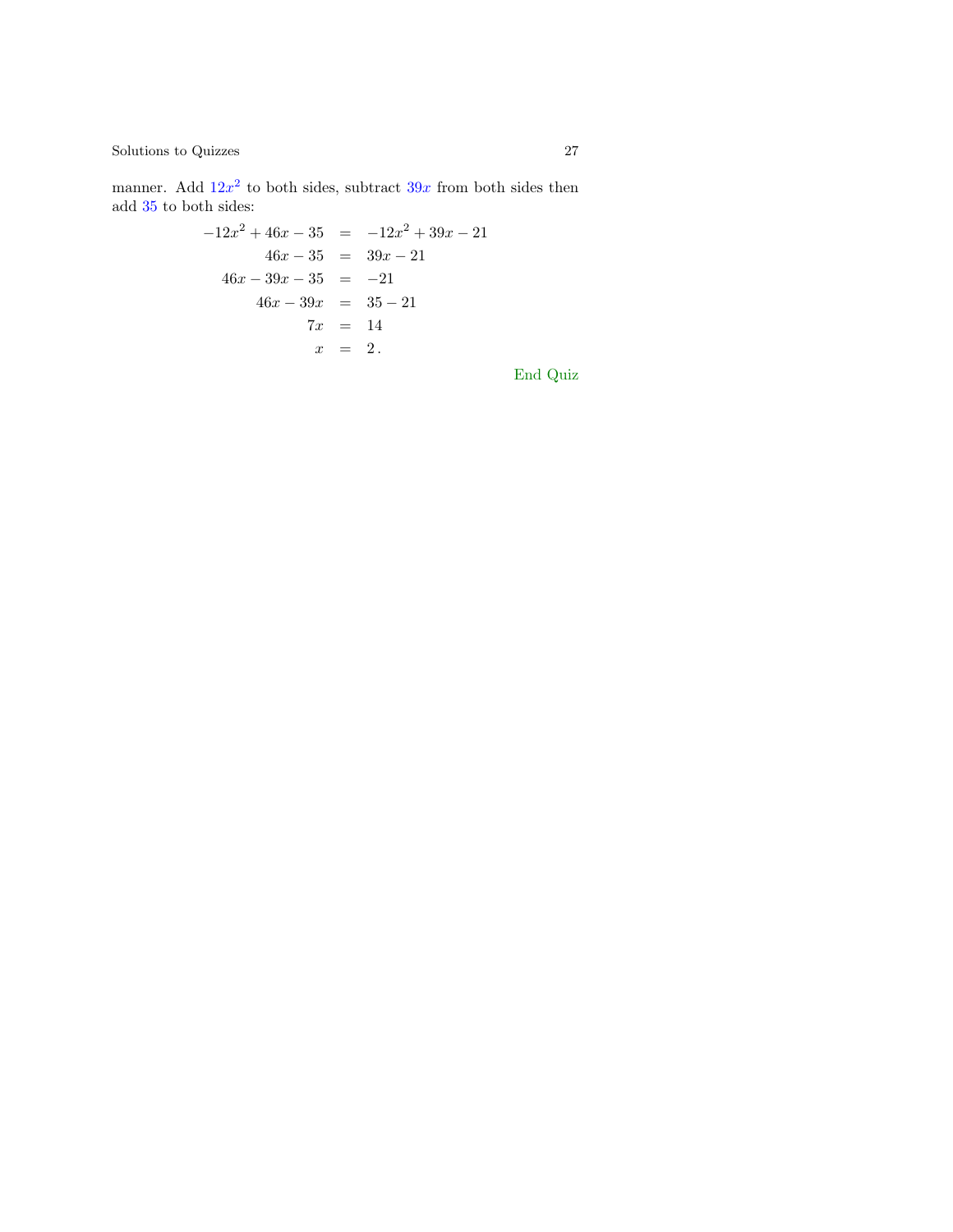manner. Add $12x^2$ to both sides, subtract $39x$ from both sides then add $35$ to both sides:

$$
\begin{aligned}
-12x^2 + 46x - 35 &= -12x^2 + 39x - 21 \\
46x - 35 &= 39x - 21 \\
46x - 39x - 35 &= -21 \\
46x - 39x &= 35 - 21 \\
7x &= 14 \\
x &= 2\,.
\end{aligned}
$$

End Quiz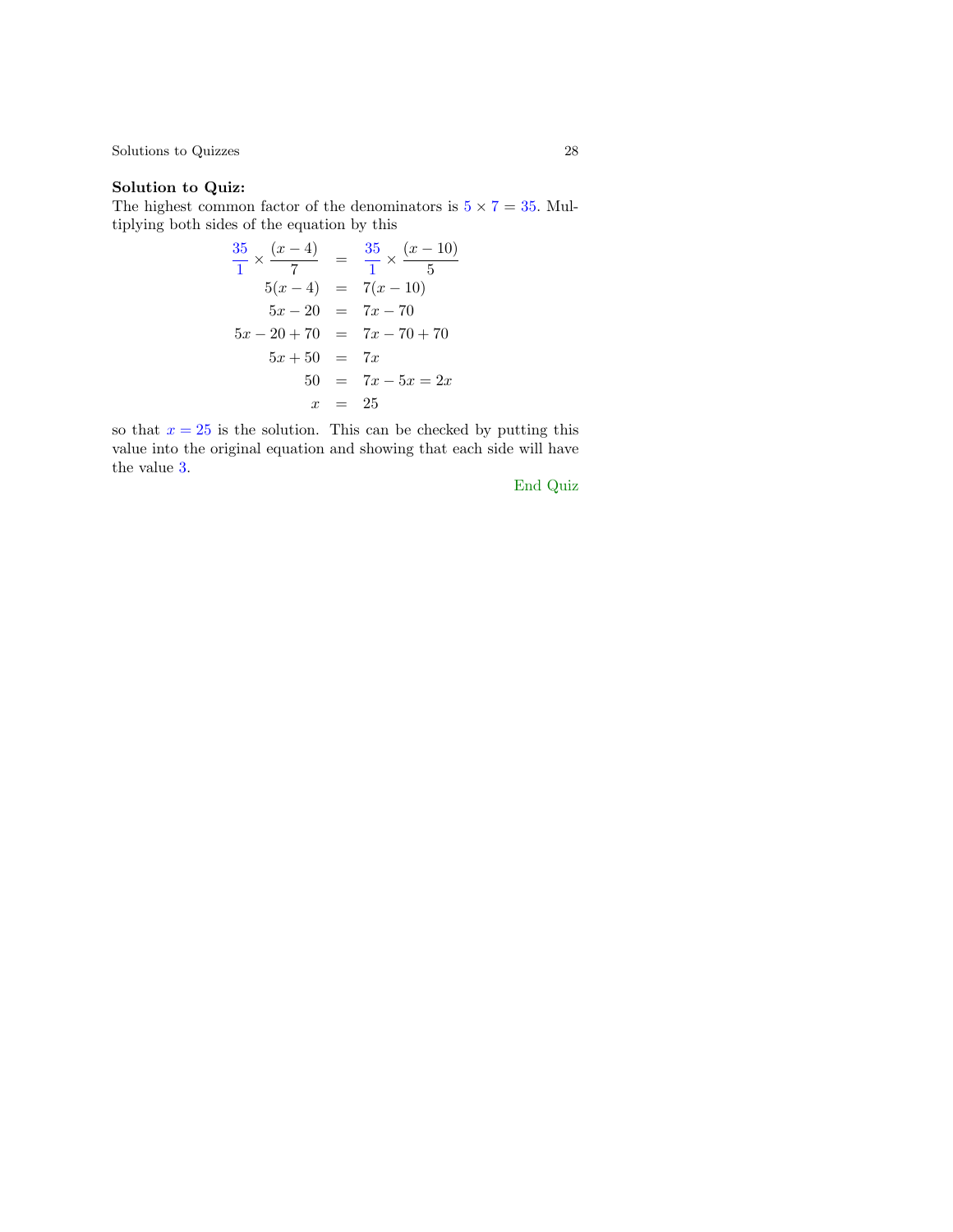**Solution to Quiz:**
The highest common factor of the denominators is $5 \times 7 = 35$. Multiplying both sides of the equation by this

$$
\begin{aligned}
\frac{35}{1} \times \frac{(x-4)}{7} &= \frac{35}{1} \times \frac{(x-10)}{5} \\
5(x-4) &= 7(x-10) \\
5x - 20 &= 7x - 70 \\
5x - 20 + 70 &= 7x - 70 + 70 \\
5x + 50 &= 7x \\
50 &= 7x - 5x = 2x \\
x &= 25
\end{aligned}
$$

so that $x = 25$ is the solution. This can be checked by putting this value into the original equation and showing that each side will have the value $3$.

End Quiz